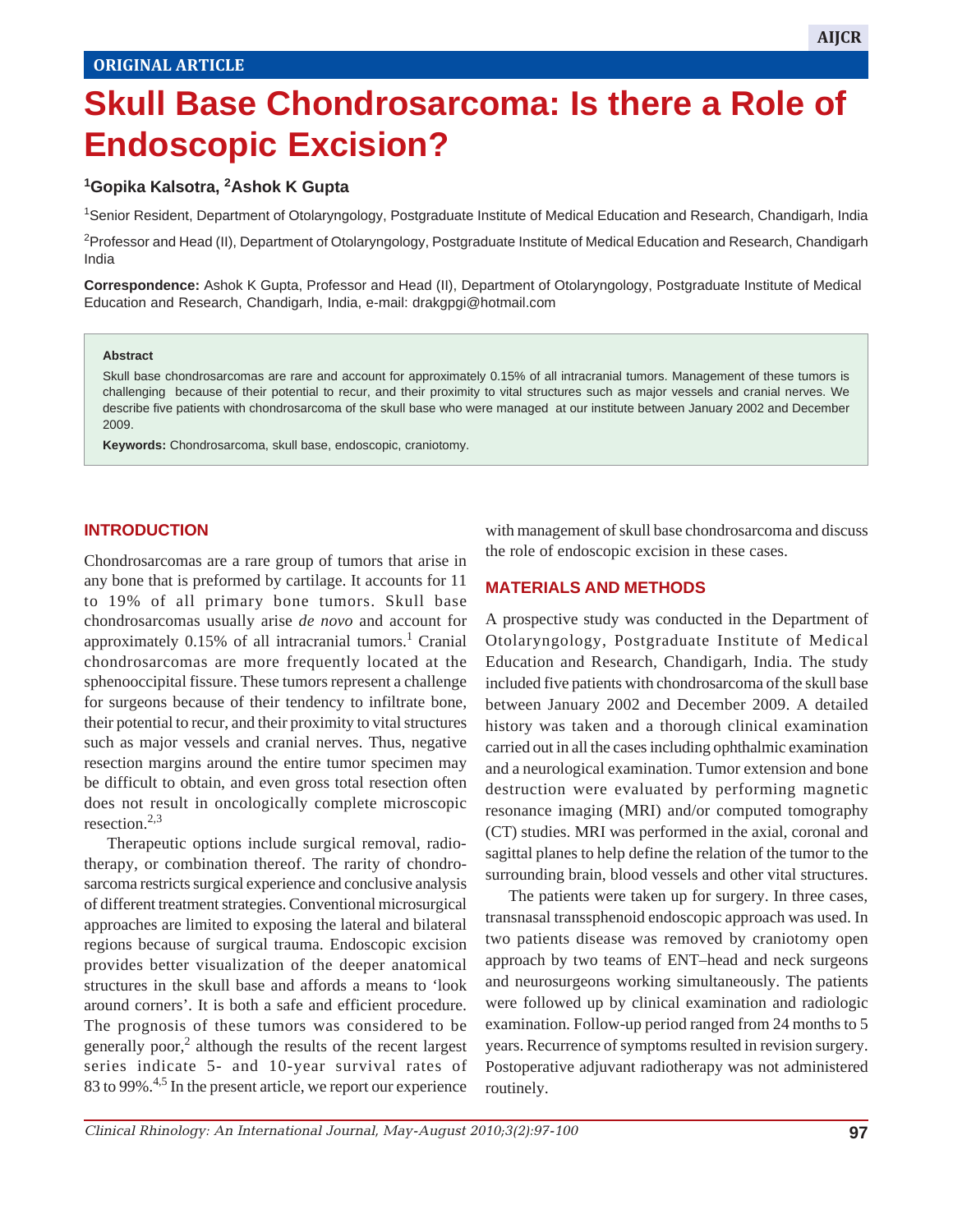ORIGINAL ARTICLE

# Skull Base Chondrosarcoma: Is there a Role of Endoscopic Excision?

**[1]Gopika Kalsotra, [2]Ashok K Gupta**

[1]Senior Resident, Department of Otolaryngology, Postgraduate Institute of Medical Education and Research, Chandigarh, India

[2]Professor and Head (II), Department of Otolaryngology, Postgraduate Institute of Medical Education and Research, Chandigarh India

**Correspondence:** Ashok K Gupta, Professor and Head (II), Department of Otolaryngology, Postgraduate Institute of Medical Education and Research, Chandigarh, India, e-mail: drakgpgi@hotmail.com

**Abstract**

Skull base chondrosarcomas are rare and account for approximately 0.15% of all intracranial tumors. Management of these tumors is challenging because of their potential to recur, and their proximity to vital structures such as major vessels and cranial nerves. We describe five patients with chondrosarcoma of the skull base who were managed at our institute between January 2002 and December 2009.

**Keywords:** Chondrosarcoma, skull base, endoscopic, craniotomy.

## INTRODUCTION

Chondrosarcomas are a rare group of tumors that arise in any bone that is preformed by cartilage. It accounts for 11 to 19% of all primary bone tumors. Skull base chondrosarcomas usually arise *de novo* and account for approximately 0.15% of all intracranial tumors.[1] Cranial chondrosarcomas are more frequently located at the sphenooccipital fissure. These tumors represent a challenge for surgeons because of their tendency to infiltrate bone, their potential to recur, and their proximity to vital structures such as major vessels and cranial nerves. Thus, negative resection margins around the entire tumor specimen may be difficult to obtain, and even gross total resection often does not result in oncologically complete microscopic resection.[2,3]

Therapeutic options include surgical removal, radiotherapy, or combination thereof. The rarity of chondrosarcoma restricts surgical experience and conclusive analysis of different treatment strategies. Conventional microsurgical approaches are limited to exposing the lateral and bilateral regions because of surgical trauma. Endoscopic excision provides better visualization of the deeper anatomical structures in the skull base and affords a means to 'look around corners'. It is both a safe and efficient procedure. The prognosis of these tumors was considered to be generally poor,[2] although the results of the recent largest series indicate 5- and 10-year survival rates of 83 to 99%.[4,5] In the present article, we report our experience with management of skull base chondrosarcoma and discuss the role of endoscopic excision in these cases.

## MATERIALS AND METHODS

A prospective study was conducted in the Department of Otolaryngology, Postgraduate Institute of Medical Education and Research, Chandigarh, India. The study included five patients with chondrosarcoma of the skull base between January 2002 and December 2009. A detailed history was taken and a thorough clinical examination carried out in all the cases including ophthalmic examination and a neurological examination. Tumor extension and bone destruction were evaluated by performing magnetic resonance imaging (MRI) and/or computed tomography (CT) studies. MRI was performed in the axial, coronal and sagittal planes to help define the relation of the tumor to the surrounding brain, blood vessels and other vital structures.

The patients were taken up for surgery. In three cases, transnasal transsphenoid endoscopic approach was used. In two patients disease was removed by craniotomy open approach by two teams of ENT–head and neck surgeons and neurosurgeons working simultaneously. The patients were followed up by clinical examination and radiologic examination. Follow-up period ranged from 24 months to 5 years. Recurrence of symptoms resulted in revision surgery. Postoperative adjuvant radiotherapy was not administered routinely.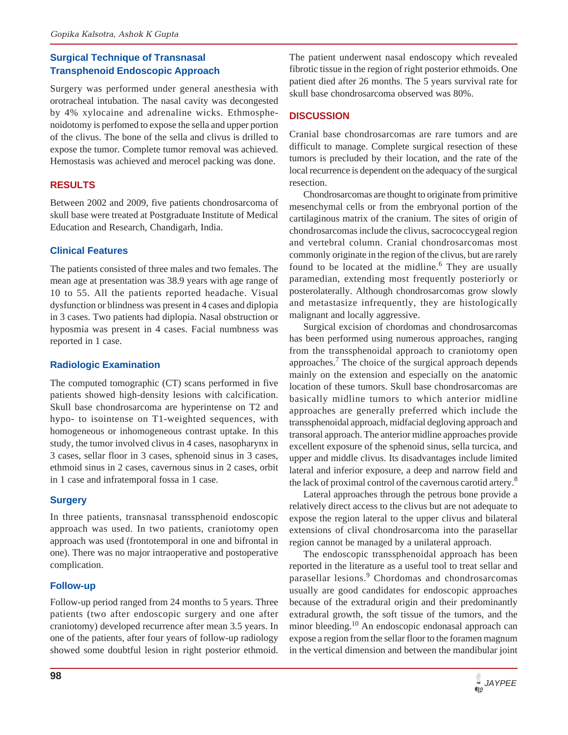### Surgical Technique of Transnasal Transphenoid Endoscopic Approach

Surgery was performed under general anesthesia with orotracheal intubation. The nasal cavity was decongested by 4% xylocaine and adrenaline wicks. Ethmosphenoidotomy is perfomed to expose the sella and upper portion of the clivus. The bone of the sella and clivus is drilled to expose the tumor. Complete tumor removal was achieved. Hemostasis was achieved and merocel packing was done.

## RESULTS

Between 2002 and 2009, five patients chondrosarcoma of skull base were treated at Postgraduate Institute of Medical Education and Research, Chandigarh, India.

### Clinical Features

The patients consisted of three males and two females. The mean age at presentation was 38.9 years with age range of 10 to 55. All the patients reported headache. Visual dysfunction or blindness was present in 4 cases and diplopia in 3 cases. Two patients had diplopia. Nasal obstruction or hyposmia was present in 4 cases. Facial numbness was reported in 1 case.

### Radiologic Examination

The computed tomographic (CT) scans performed in five patients showed high-density lesions with calcification. Skull base chondrosarcoma are hyperintense on T2 and hypo- to isointense on T1-weighted sequences, with homogeneous or inhomogeneous contrast uptake. In this study, the tumor involved clivus in 4 cases, nasopharynx in 3 cases, sellar floor in 3 cases, sphenoid sinus in 3 cases, ethmoid sinus in 2 cases, cavernous sinus in 2 cases, orbit in 1 case and infratemporal fossa in 1 case.

### Surgery

In three patients, transnasal transsphenoid endoscopic approach was used. In two patients, craniotomy open approach was used (frontotemporal in one and bifrontal in one). There was no major intraoperative and postoperative complication.

### Follow-up

Follow-up period ranged from 24 months to 5 years. Three patients (two after endoscopic surgery and one after craniotomy) developed recurrence after mean 3.5 years. In one of the patients, after four years of follow-up radiology showed some doubtful lesion in right posterior ethmoid. The patient underwent nasal endoscopy which revealed fibrotic tissue in the region of right posterior ethmoids. One patient died after 26 months. The 5 years survival rate for skull base chondrosarcoma observed was 80%.

## DISCUSSION

Cranial base chondrosarcomas are rare tumors and are difficult to manage. Complete surgical resection of these tumors is precluded by their location, and the rate of the local recurrence is dependent on the adequacy of the surgical resection.

Chondrosarcomas are thought to originate from primitive mesenchymal cells or from the embryonal portion of the cartilaginous matrix of the cranium. The sites of origin of chondrosarcomas include the clivus, sacrococcygeal region and vertebral column. Cranial chondrosarcomas most commonly originate in the region of the clivus, but are rarely found to be located at the midline.[6] They are usually paramedian, extending most frequently posteriorly or posterolaterally. Although chondrosarcomas grow slowly and metastasize infrequently, they are histologically malignant and locally aggressive.

Surgical excision of chordomas and chondrosarcomas has been performed using numerous approaches, ranging from the transsphenoidal approach to craniotomy open approaches.[7] The choice of the surgical approach depends mainly on the extension and especially on the anatomic location of these tumors. Skull base chondrosarcomas are basically midline tumors to which anterior midline approaches are generally preferred which include the transsphenoidal approach, midfacial degloving approach and transoral approach. The anterior midline approaches provide excellent exposure of the sphenoid sinus, sella turcica, and upper and middle clivus. Its disadvantages include limited lateral and inferior exposure, a deep and narrow field and the lack of proximal control of the cavernous carotid artery.[8]

Lateral approaches through the petrous bone provide a relatively direct access to the clivus but are not adequate to expose the region lateral to the upper clivus and bilateral extensions of clival chondrosarcoma into the parasellar region cannot be managed by a unilateral approach.

The endoscopic transsphenoidal approach has been reported in the literature as a useful tool to treat sellar and parasellar lesions.[9] Chordomas and chondrosarcomas usually are good candidates for endoscopic approaches because of the extradural origin and their predominantly extradural growth, the soft tissue of the tumors, and the minor bleeding.[10] An endoscopic endonasal approach can expose a region from the sellar floor to the foramen magnum in the vertical dimension and between the mandibular joint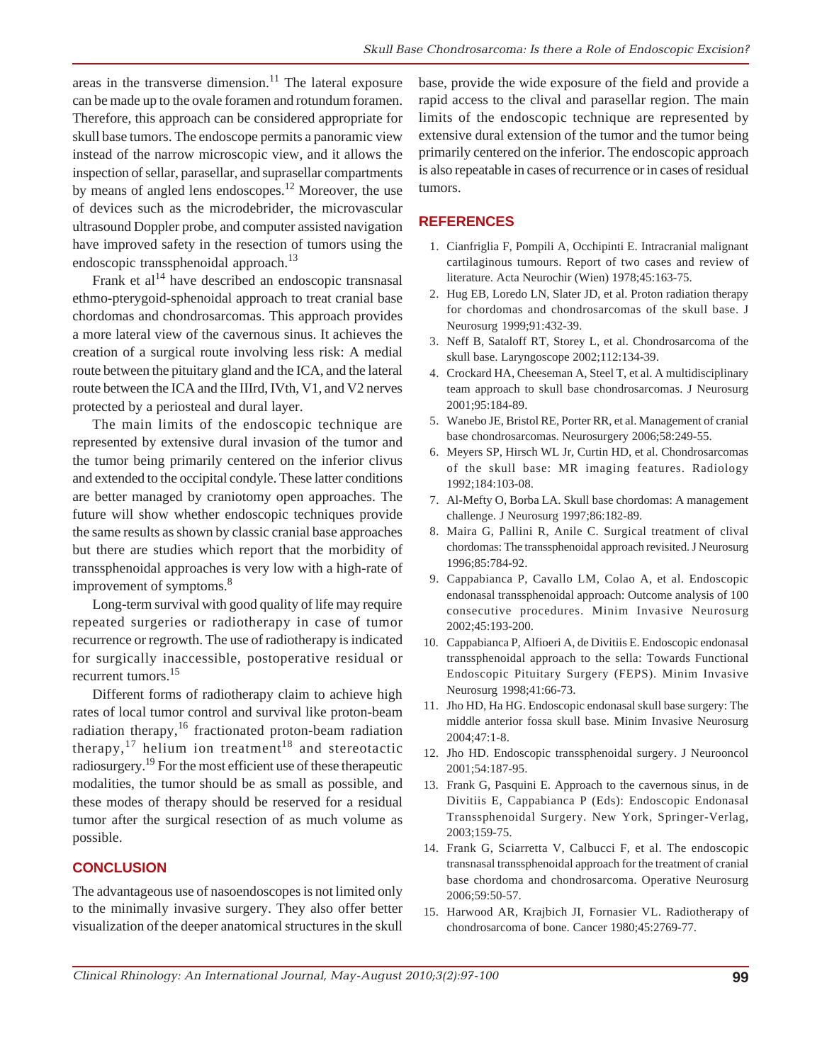areas in the transverse dimension.[11] The lateral exposure can be made up to the ovale foramen and rotundum foramen. Therefore, this approach can be considered appropriate for skull base tumors. The endoscope permits a panoramic view instead of the narrow microscopic view, and it allows the inspection of sellar, parasellar, and suprasellar compartments by means of angled lens endoscopes.[12] Moreover, the use of devices such as the microdebrider, the microvascular ultrasound Doppler probe, and computer assisted navigation have improved safety in the resection of tumors using the endoscopic transsphenoidal approach.[13]

Frank et al[14] have described an endoscopic transnasal ethmo-pterygoid-sphenoidal approach to treat cranial base chordomas and chondrosarcomas. This approach provides a more lateral view of the cavernous sinus. It achieves the creation of a surgical route involving less risk: A medial route between the pituitary gland and the ICA, and the lateral route between the ICA and the IIIrd, IVth, V1, and V2 nerves protected by a periosteal and dural layer.

The main limits of the endoscopic technique are represented by extensive dural invasion of the tumor and the tumor being primarily centered on the inferior clivus and extended to the occipital condyle. These latter conditions are better managed by craniotomy open approaches. The future will show whether endoscopic techniques provide the same results as shown by classic cranial base approaches but there are studies which report that the morbidity of transsphenoidal approaches is very low with a high-rate of improvement of symptoms.[8]

Long-term survival with good quality of life may require repeated surgeries or radiotherapy in case of tumor recurrence or regrowth. The use of radiotherapy is indicated for surgically inaccessible, postoperative residual or recurrent tumors.[15]

Different forms of radiotherapy claim to achieve high rates of local tumor control and survival like proton-beam radiation therapy,[16] fractionated proton-beam radiation therapy,[17] helium ion treatment[18] and stereotactic radiosurgery.[19] For the most efficient use of these therapeutic modalities, the tumor should be as small as possible, and these modes of therapy should be reserved for a residual tumor after the surgical resection of as much volume as possible.

## CONCLUSION

The advantageous use of nasoendoscopes is not limited only to the minimally invasive surgery. They also offer better visualization of the deeper anatomical structures in the skull base, provide the wide exposure of the field and provide a rapid access to the clival and parasellar region. The main limits of the endoscopic technique are represented by extensive dural extension of the tumor and the tumor being primarily centered on the inferior. The endoscopic approach is also repeatable in cases of recurrence or in cases of residual tumors.

## REFERENCES

1. Cianfriglia F, Pompili A, Occhipinti E. Intracranial malignant cartilaginous tumours. Report of two cases and review of literature. Acta Neurochir (Wien) 1978;45:163-75.
2. Hug EB, Loredo LN, Slater JD, et al. Proton radiation therapy for chordomas and chondrosarcomas of the skull base. J Neurosurg 1999;91:432-39.
3. Neff B, Sataloff RT, Storey L, et al. Chondrosarcoma of the skull base. Laryngoscope 2002;112:134-39.
4. Crockard HA, Cheeseman A, Steel T, et al. A multidisciplinary team approach to skull base chondrosarcomas. J Neurosurg 2001;95:184-89.
5. Wanebo JE, Bristol RE, Porter RR, et al. Management of cranial base chondrosarcomas. Neurosurgery 2006;58:249-55.
6. Meyers SP, Hirsch WL Jr, Curtin HD, et al. Chondrosarcomas of the skull base: MR imaging features. Radiology 1992;184:103-08.
7. Al-Mefty O, Borba LA. Skull base chordomas: A management challenge. J Neurosurg 1997;86:182-89.
8. Maira G, Pallini R, Anile C. Surgical treatment of clival chordomas: The transsphenoidal approach revisited. J Neurosurg 1996;85:784-92.
9. Cappabianca P, Cavallo LM, Colao A, et al. Endoscopic endonasal transsphenoidal approach: Outcome analysis of 100 consecutive procedures. Minim Invasive Neurosurg 2002;45:193-200.
10. Cappabianca P, Alfioeri A, de Divitiis E. Endoscopic endonasal transsphenoidal approach to the sella: Towards Functional Endoscopic Pituitary Surgery (FEPS). Minim Invasive Neurosurg 1998;41:66-73.
11. Jho HD, Ha HG. Endoscopic endonasal skull base surgery: The middle anterior fossa skull base. Minim Invasive Neurosurg 2004;47:1-8.
12. Jho HD. Endoscopic transsphenoidal surgery. J Neurooncol 2001;54:187-95.
13. Frank G, Pasquini E. Approach to the cavernous sinus, in de Divitiis E, Cappabianca P (Eds): Endoscopic Endonasal Transsphenoidal Surgery. New York, Springer-Verlag, 2003;159-75.
14. Frank G, Sciarretta V, Calbucci F, et al. The endoscopic transnasal transsphenoidal approach for the treatment of cranial base chordoma and chondrosarcoma. Operative Neurosurg 2006;59:50-57.
15. Harwood AR, Krajbich JI, Fornasier VL. Radiotherapy of chondrosarcoma of bone. Cancer 1980;45:2769-77.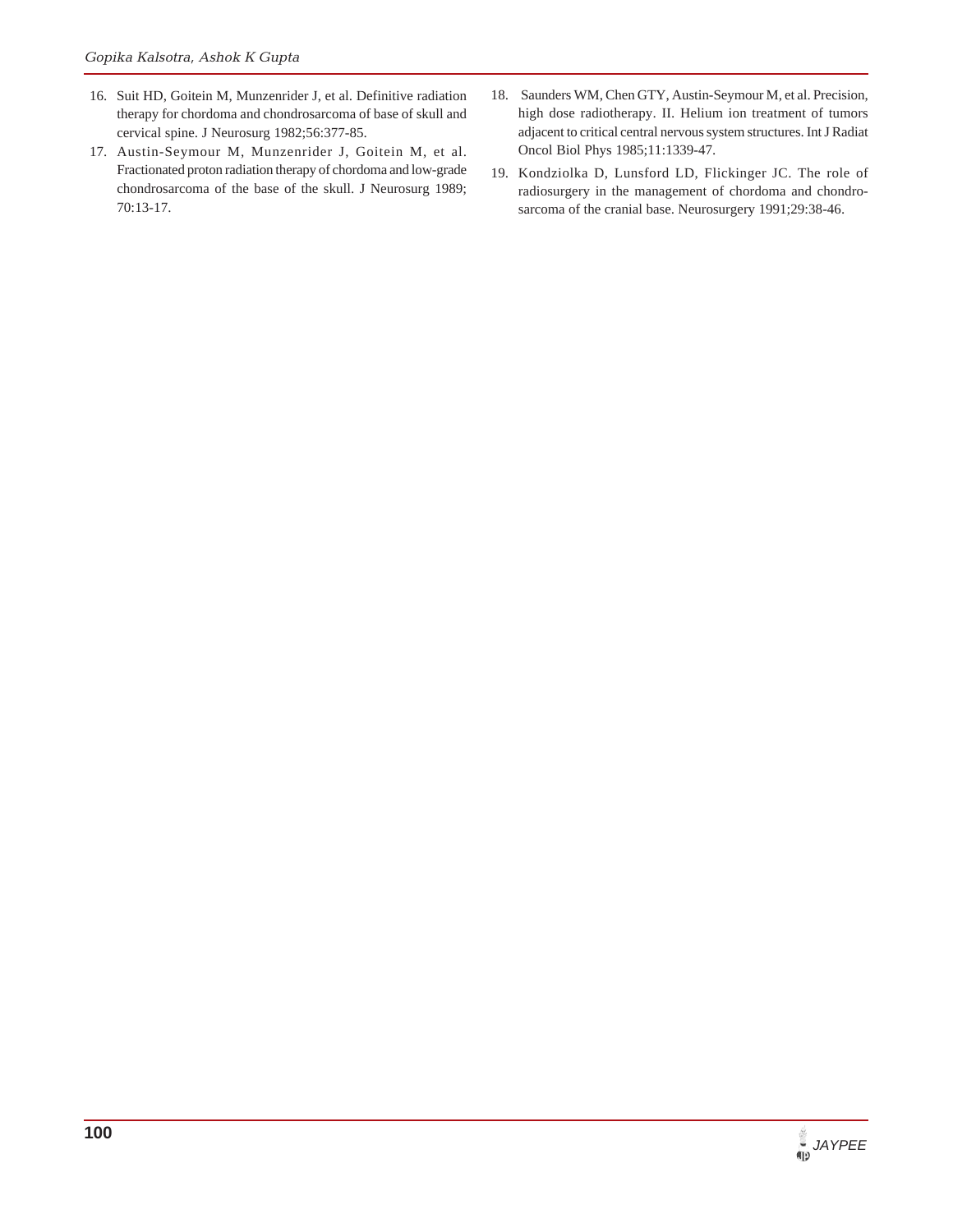16. Suit HD, Goitein M, Munzenrider J, et al. Definitive radiation therapy for chordoma and chondrosarcoma of base of skull and cervical spine. J Neurosurg 1982;56:377-85.
17. Austin-Seymour M, Munzenrider J, Goitein M, et al. Fractionated proton radiation therapy of chordoma and low-grade chondrosarcoma of the base of the skull. J Neurosurg 1989; 70:13-17.
18. Saunders WM, Chen GTY, Austin-Seymour M, et al. Precision, high dose radiotherapy. II. Helium ion treatment of tumors adjacent to critical central nervous system structures. Int J Radiat Oncol Biol Phys 1985;11:1339-47.
19. Kondziolka D, Lunsford LD, Flickinger JC. The role of radiosurgery in the management of chordoma and chondrosarcoma of the cranial base. Neurosurgery 1991;29:38-46.